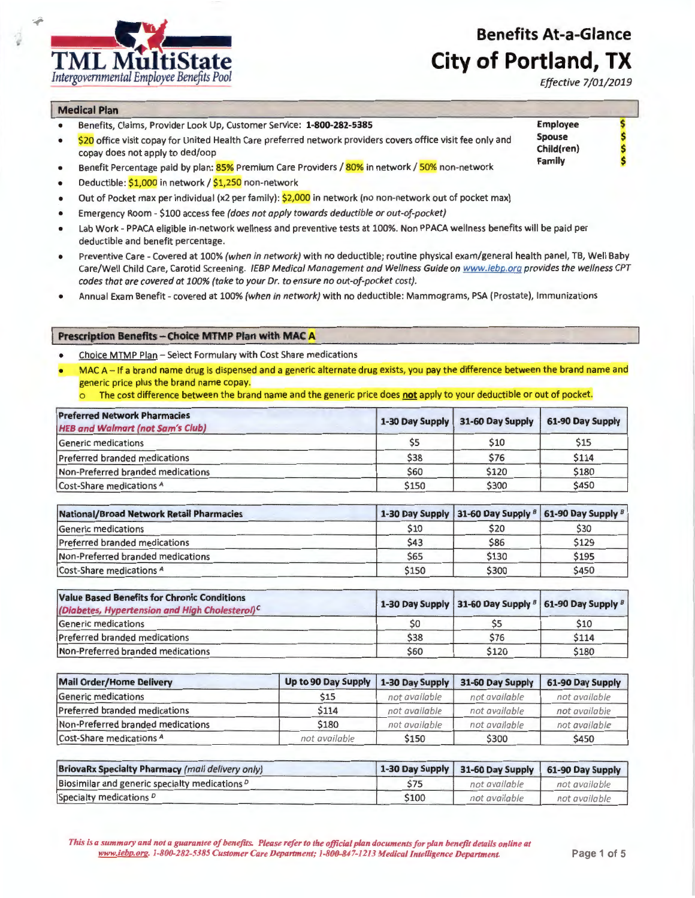TML MultiState
*Intergovernmental Employee Benefits Pool*

# Benefits At-a-Glance
# City of Portland, TX

*Effective 7/01/2019*

## Medical Plan

| | |
|---|---|
| Employee | $ |
| Spouse | $ |
| Child(ren) | $ |
| Family | $ |

- Benefits, Claims, Provider Look Up, Customer Service: **1-800-282-5385**
- $20 office visit copay for United Health Care preferred network providers covers office visit fee only and copay does not apply to ded/oop
- Benefit Percentage paid by plan: 85% Premium Care Providers / 80% in network / 50% non-network
- Deductible: $1,000 in network / $1,250 non-network
- Out of Pocket max per individual (x2 per family): $2,000 in network (no non-network out of pocket max)
- Emergency Room - $100 access fee *(does not apply towards deductible or out-of-pocket)*
- Lab Work - PPACA eligible in-network wellness and preventive tests at 100%. Non PPACA wellness benefits will be paid per deductible and benefit percentage.
- Preventive Care - Covered at 100% *(when in network)* with no deductible; routine physical exam/general health panel, TB, Well Baby Care/Well Child Care, Carotid Screening. *IEBP Medical Management and Wellness Guide on www.iebp.org provides the wellness CPT codes that are covered at 100% (take to your Dr. to ensure no out-of-pocket cost).*
- Annual Exam Benefit - covered at 100% *(when in network)* with no deductible: Mammograms, PSA (Prostate), Immunizations

## Prescription Benefits – Choice MTMP Plan with MAC A

- Choice MTMP Plan – Select Formulary with Cost Share medications
- MAC A – If a brand name drug is dispensed and a generic alternate drug exists, you pay the difference between the brand name and generic price plus the brand name copay.
  - The cost difference between the brand name and the generic price does **not** apply to your deductible or out of pocket.

| Preferred Network Pharmacies *HEB and Walmart (not Sam's Club)* | 1-30 Day Supply | 31-60 Day Supply | 61-90 Day Supply |
|---|---|---|---|
| Generic medications | $5 | $10 | $15 |
| Preferred branded medications | $38 | $76 | $114 |
| Non-Preferred branded medications | $60 | $120 | $180 |
| Cost-Share medications [A] | $150 | $300 | $450 |

| National/Broad Network Retail Pharmacies | 1-30 Day Supply | 31-60 Day Supply [B] | 61-90 Day Supply [B] |
|---|---|---|---|
| Generic medications | $10 | $20 | $30 |
| Preferred branded medications | $43 | $86 | $129 |
| Non-Preferred branded medications | $65 | $130 | $195 |
| Cost-Share medications [A] | $150 | $300 | $450 |

| Value Based Benefits for Chronic Conditions *(Diabetes, Hypertension and High Cholesterol)* [C] | 1-30 Day Supply | 31-60 Day Supply [B] | 61-90 Day Supply [B] |
|---|---|---|---|
| Generic medications | $0 | $5 | $10 |
| Preferred branded medications | $38 | $76 | $114 |
| Non-Preferred branded medications | $60 | $120 | $180 |

| Mail Order/Home Delivery | Up to 90 Day Supply | 1-30 Day Supply | 31-60 Day Supply | 61-90 Day Supply |
|---|---|---|---|---|
| Generic medications | $15 | *not available* | *not available* | *not available* |
| Preferred branded medications | $114 | *not available* | *not available* | *not available* |
| Non-Preferred branded medications | $180 | *not available* | *not available* | *not available* |
| Cost-Share medications [A] | *not available* | $150 | $300 | $450 |

| BriovaRx Specialty Pharmacy *(mail delivery only)* | 1-30 Day Supply | 31-60 Day Supply | 61-90 Day Supply |
|---|---|---|---|
| Biosimilar and generic specialty medications [D] | $75 | *not available* | *not available* |
| Specialty medications [D] | $100 | *not available* | *not available* |

*This is a summary and not a guarantee of benefits. Please refer to the official plan documents for plan benefit details online at www.iebp.org. 1-800-282-5385 Customer Care Department; 1-800-847-1213 Medical Intelligence Department.*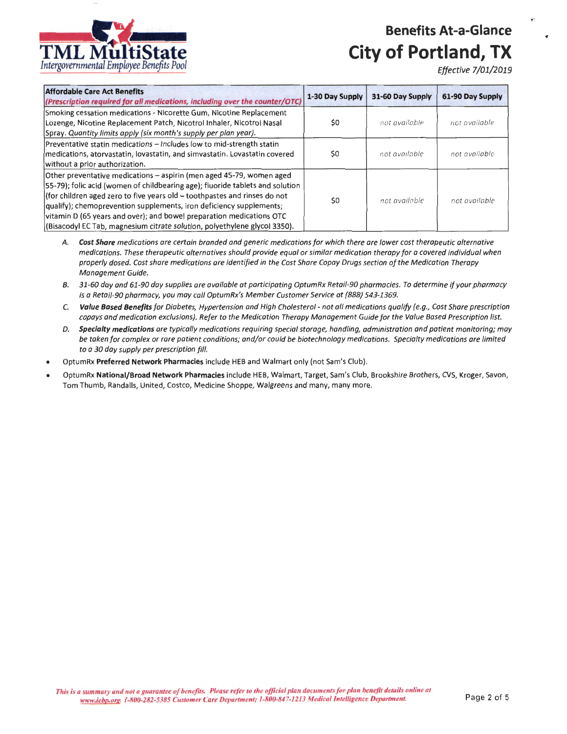# Benefits At-a-Glance

## City of Portland, TX

*Effective 7/01/2019*

| **Affordable Care Act Benefits** *(Prescription required for all medications, including over the counter/OTC)* | 1-30 Day Supply | 31-60 Day Supply | 61-90 Day Supply |
|---|---|---|---|
| Smoking cessation medications - Nicorette Gum, Nicotine Replacement Lozenge, Nicotine Replacement Patch, Nicotrol Inhaler, Nicotrol Nasal Spray. *Quantity limits apply (six month's supply per plan year).* | $0 | *not available* | *not available* |
| Preventative statin medications – Includes low to mid-strength statin medications, atorvastatin, lovastatin, and simvastatin. Lovastatin covered without a prior authorization. | $0 | *not available* | *not available* |
| Other preventative medications – aspirin (men aged 45-79, women aged 55-79); folic acid (women of childbearing age); fluoride tablets and solution (for children aged zero to five years old – toothpastes and rinses do not qualify); chemoprevention supplements, iron deficiency supplements; vitamin D (65 years and over); and bowel preparation medications OTC (Bisacodyl EC Tab, magnesium citrate solution, polyethylene glycol 3350). | $0 | *not available* | *not available* |

A. ***Cost Share** medications are certain branded and generic medications for which there are lower cost therapeutic alternative medications. These therapeutic alternatives should provide equal or similar medication therapy for a covered individual when properly dosed. Cost share medications are identified in the Cost Share Copay Drugs section of the Medication Therapy Management Guide.*

B. *31-60 day and 61-90 day supplies are available at participating OptumRx Retail-90 pharmacies. To determine if your pharmacy is a Retail-90 pharmacy, you may call OptumRx's Member Customer Service at (888) 543-1369.*

C. ***Value Based Benefits** for Diabetes, Hypertension and High Cholesterol - not all medications qualify (e.g., Cost Share prescription copays and medication exclusions). Refer to the Medication Therapy Management Guide for the Value Based Prescription list.*

D. ***Specialty medications** are typically medications requiring special storage, handling, administration and patient monitoring; may be taken for complex or rare patient conditions; and/or could be biotechnology medications. Specialty medications are limited to a 30 day supply per prescription fill.*

- OptumRx **Preferred Network Pharmacies** include HEB and Walmart only (not Sam's Club).
- OptumRx **National/Broad Network Pharmacies** include HEB, Walmart, Target, Sam's Club, Brookshire Brothers, CVS, Kroger, Savon, Tom Thumb, Randalls, United, Costco, Medicine Shoppe, Walgreens and many, many more.

*This is a summary and not a guarantee of benefits. Please refer to the official plan documents for plan benefit details online at www.iebp.org. 1-800-282-5385 Customer Care Department; 1-800-847-1213 Medical Intelligence Department.*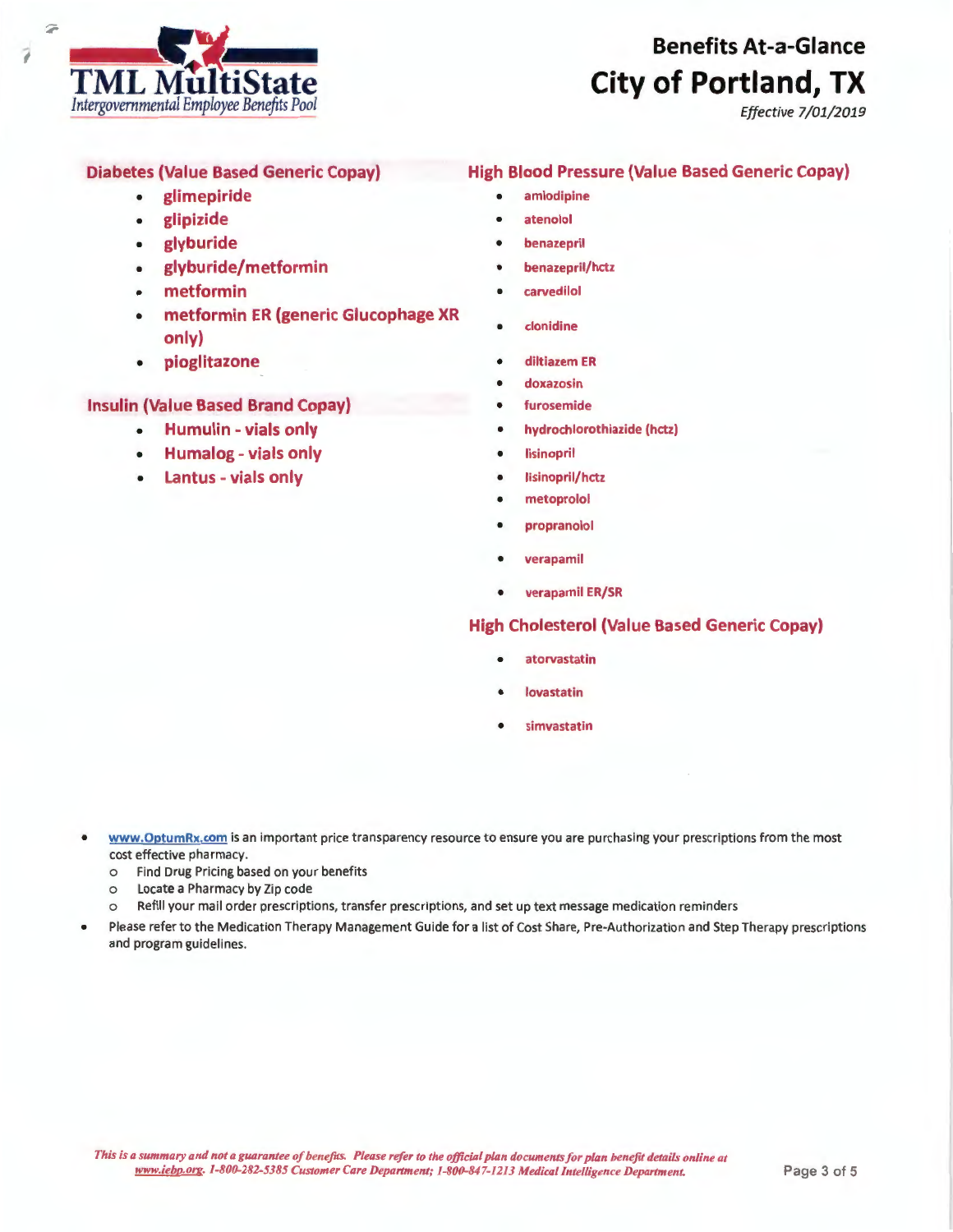# Benefits At-a-Glance
## City of Portland, TX
*Effective 7/01/2019*

### Diabetes (Value Based Generic Copay)

- glimepiride
- glipizide
- glyburide
- glyburide/metformin
- metformin
- metformin ER (generic Glucophage XR only)
- pioglitazone

### Insulin (Value Based Brand Copay)

- Humulin - vials only
- Humalog - vials only
- Lantus - vials only

### High Blood Pressure (Value Based Generic Copay)

- amlodipine
- atenolol
- benazepril
- benazepril/hctz
- carvedilol
- clonidine
- diltiazem ER
- doxazosin
- furosemide
- hydrochlorothiazide (hctz)
- lisinopril
- lisinopril/hctz
- metoprolol
- propranolol
- verapamil
- verapamil ER/SR

### High Cholesterol (Value Based Generic Copay)

- atorvastatin
- lovastatin
- simvastatin

- www.OptumRx.com is an important price transparency resource to ensure you are purchasing your prescriptions from the most cost effective pharmacy.
  - Find Drug Pricing based on your benefits
  - Locate a Pharmacy by Zip code
  - Refill your mail order prescriptions, transfer prescriptions, and set up text message medication reminders
- Please refer to the Medication Therapy Management Guide for a list of Cost Share, Pre-Authorization and Step Therapy prescriptions and program guidelines.

*This is a summary and not a guarantee of benefits. Please refer to the official plan documents for plan benefit details online at www.iebp.org. 1-800-282-5385 Customer Care Department; 1-800-847-1213 Medical Intelligence Department.*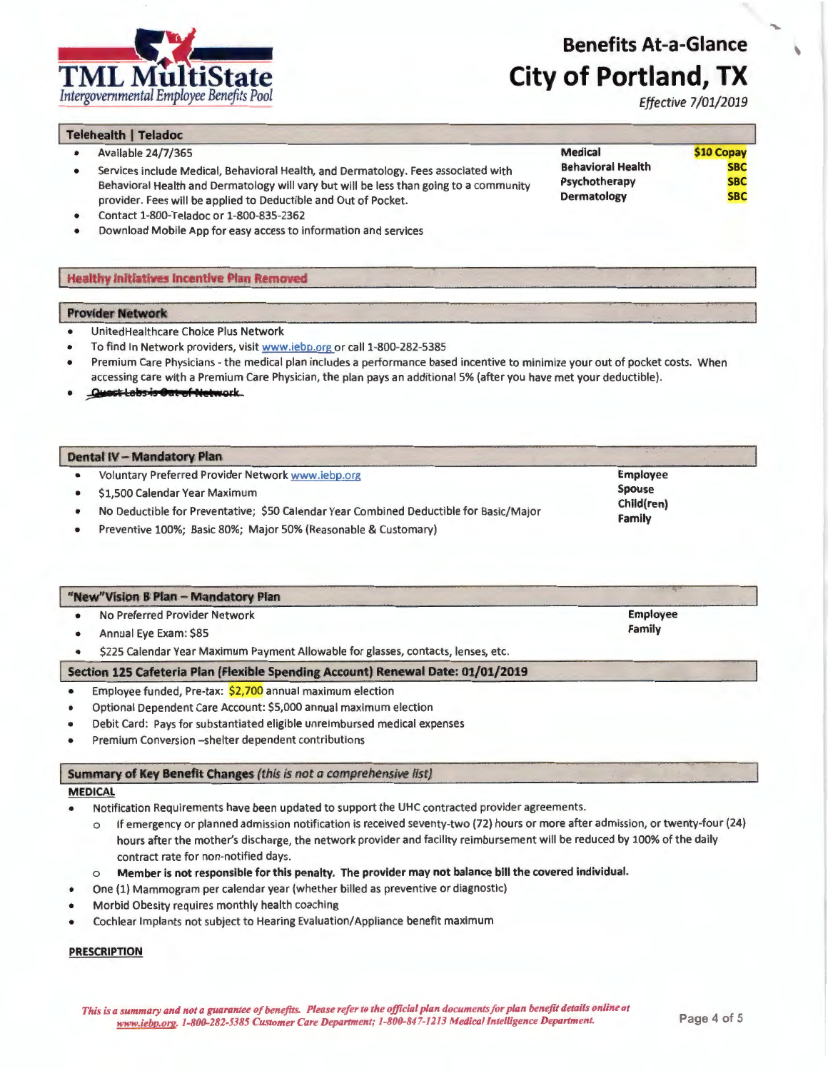# Benefits At-a-Glance
# City of Portland, TX

*Effective 7/01/2019*

## Telehealth | Teladoc

- Available 24/7/365
- Services include Medical, Behavioral Health, and Dermatology. Fees associated with Behavioral Health and Dermatology will vary but will be less than going to a community provider. Fees will be applied to Deductible and Out of Pocket.
- Contact 1-800-Teladoc or 1-800-835-2362
- Download Mobile App for easy access to information and services

| | |
|---|---|
| **Medical** | **$10 Copay** |
| **Behavioral Health** | **SBC** |
| **Psychotherapy** | **SBC** |
| **Dermatology** | **SBC** |

## Healthy Initiatives Incentive Plan Removed

## Provider Network

- UnitedHealthcare Choice Plus Network
- To find In Network providers, visit www.iebp.org or call 1-800-282-5385
- Premium Care Physicians - the medical plan includes a performance based incentive to minimize your out of pocket costs. When accessing care with a Premium Care Physician, the plan pays an additional 5% (after you have met your deductible).
- ~~Quest Labs is Out of Network~~

## Dental IV – Mandatory Plan

- Voluntary Preferred Provider Network www.iebp.org
- $1,500 Calendar Year Maximum
- No Deductible for Preventative; $50 Calendar Year Combined Deductible for Basic/Major
- Preventive 100%; Basic 80%; Major 50% (Reasonable & Customary)

**Employee**
**Spouse**
**Child(ren)**
**Family**

## "New"Vision B Plan – Mandatory Plan

- No Preferred Provider Network
- Annual Eye Exam: $85
- $225 Calendar Year Maximum Payment Allowable for glasses, contacts, lenses, etc.

**Employee**
**Family**

## Section 125 Cafeteria Plan (Flexible Spending Account) Renewal Date: 01/01/2019

- Employee funded, Pre-tax: $2,700 annual maximum election
- Optional Dependent Care Account: $5,000 annual maximum election
- Debit Card: Pays for substantiated eligible unreimbursed medical expenses
- Premium Conversion –shelter dependent contributions

## Summary of Key Benefit Changes *(this is not a comprehensive list)*

**MEDICAL**

- Notification Requirements have been updated to support the UHC contracted provider agreements.
  - If emergency or planned admission notification is received seventy-two (72) hours or more after admission, or twenty-four (24) hours after the mother's discharge, the network provider and facility reimbursement will be reduced by 100% of the daily contract rate for non-notified days.
  - **Member is not responsible for this penalty. The provider may not balance bill the covered individual.**
- One (1) Mammogram per calendar year (whether billed as preventive or diagnostic)
- Morbid Obesity requires monthly health coaching
- Cochlear Implants not subject to Hearing Evaluation/Appliance benefit maximum

**PRESCRIPTION**

*This is a summary and not a guarantee of benefits. Please refer to the official plan documents for plan benefit details online at www.iebp.org. 1-800-282-5385 Customer Care Department; 1-800-847-1213 Medical Intelligence Department.*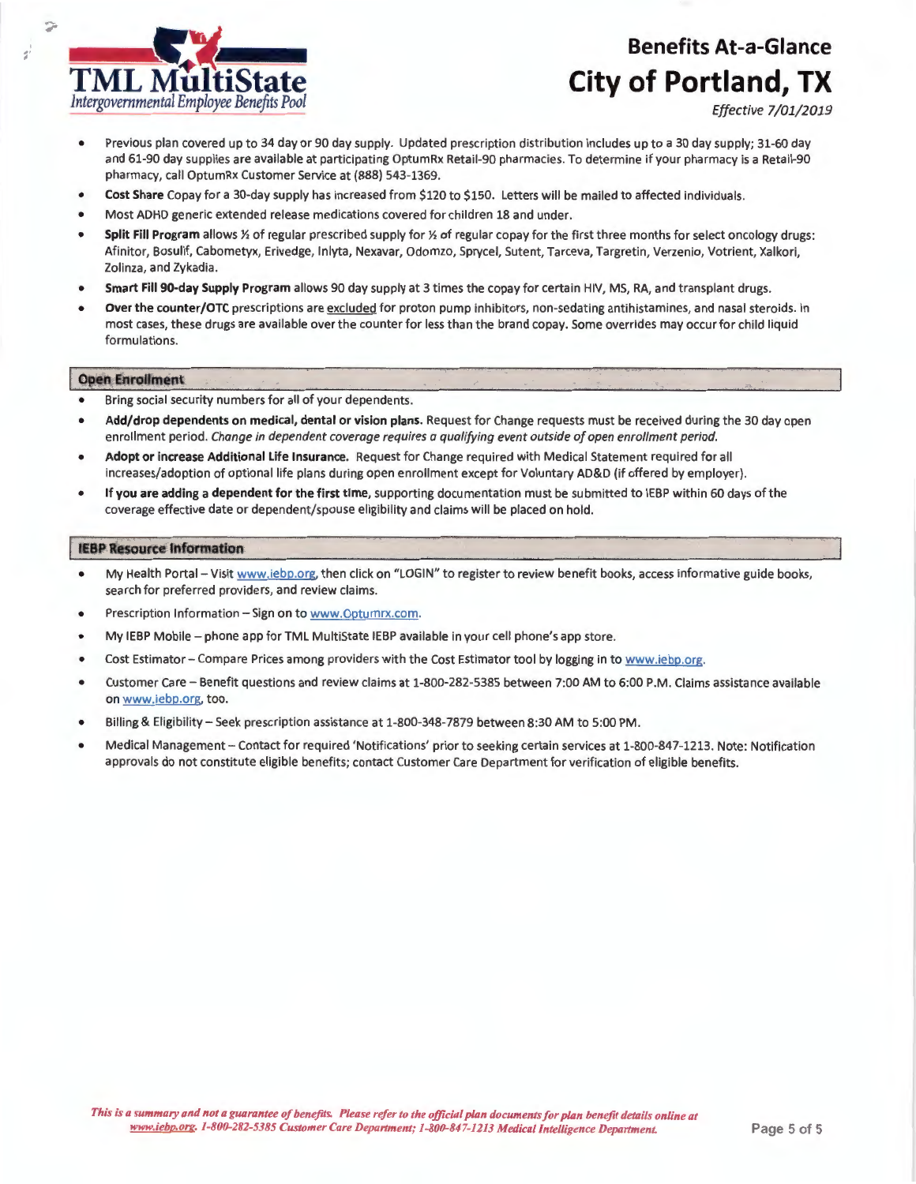- Previous plan covered up to 34 day or 90 day supply. Updated prescription distribution includes up to a 30 day supply; 31-60 day and 61-90 day supplies are available at participating OptumRx Retail-90 pharmacies. To determine if your pharmacy is a Retail-90 pharmacy, call OptumRx Customer Service at (888) 543-1369.
- **Cost Share** Copay for a 30-day supply has increased from $120 to $150. Letters will be mailed to affected individuals.
- Most ADHD generic extended release medications covered for children 18 and under.
- **Split Fill Program** allows ½ of regular prescribed supply for ½ of regular copay for the first three months for select oncology drugs: Afinitor, Bosulif, Cabometyx, Erivedge, Inlyta, Nexavar, Odomzo, Sprycel, Sutent, Tarceva, Targretin, Verzenio, Votrient, Xalkori, Zolinza, and Zykadia.
- **Smart Fill 90-day Supply Program** allows 90 day supply at 3 times the copay for certain HIV, MS, RA, and transplant drugs.
- **Over the counter/OTC** prescriptions are excluded for proton pump inhibitors, non-sedating antihistamines, and nasal steroids. In most cases, these drugs are available over the counter for less than the brand copay. Some overrides may occur for child liquid formulations.

## Open Enrollment

- Bring social security numbers for all of your dependents.
- **Add/drop dependents on medical, dental or vision plans.** Request for Change requests must be received during the 30 day open enrollment period. *Change in dependent coverage requires a qualifying event outside of open enrollment period.*
- **Adopt or increase Additional Life Insurance.** Request for Change required with Medical Statement required for all increases/adoption of optional life plans during open enrollment except for Voluntary AD&D (if offered by employer).
- **If you are adding a dependent for the first time,** supporting documentation must be submitted to IEBP within 60 days of the coverage effective date or dependent/spouse eligibility and claims will be placed on hold.

## IEBP Resource Information

- My Health Portal – Visit www.iebp.org, then click on "LOGIN" to register to review benefit books, access informative guide books, search for preferred providers, and review claims.
- Prescription Information – Sign on to www.Optumrx.com.
- My IEBP Mobile – phone app for TML MultiState IEBP available in your cell phone's app store.
- Cost Estimator – Compare Prices among providers with the Cost Estimator tool by logging in to www.iebp.org.
- Customer Care – Benefit questions and review claims at 1-800-282-5385 between 7:00 AM to 6:00 P.M. Claims assistance available on www.iebp.org, too.
- Billing & Eligibility – Seek prescription assistance at 1-800-348-7879 between 8:30 AM to 5:00 PM.
- Medical Management – Contact for required 'Notifications' prior to seeking certain services at 1-800-847-1213. Note: Notification approvals do not constitute eligible benefits; contact Customer Care Department for verification of eligible benefits.

*This is a summary and not a guarantee of benefits. Please refer to the official plan documents for plan benefit details online at www.iebp.org. 1-800-282-5385 Customer Care Department; 1-800-847-1213 Medical Intelligence Department.*